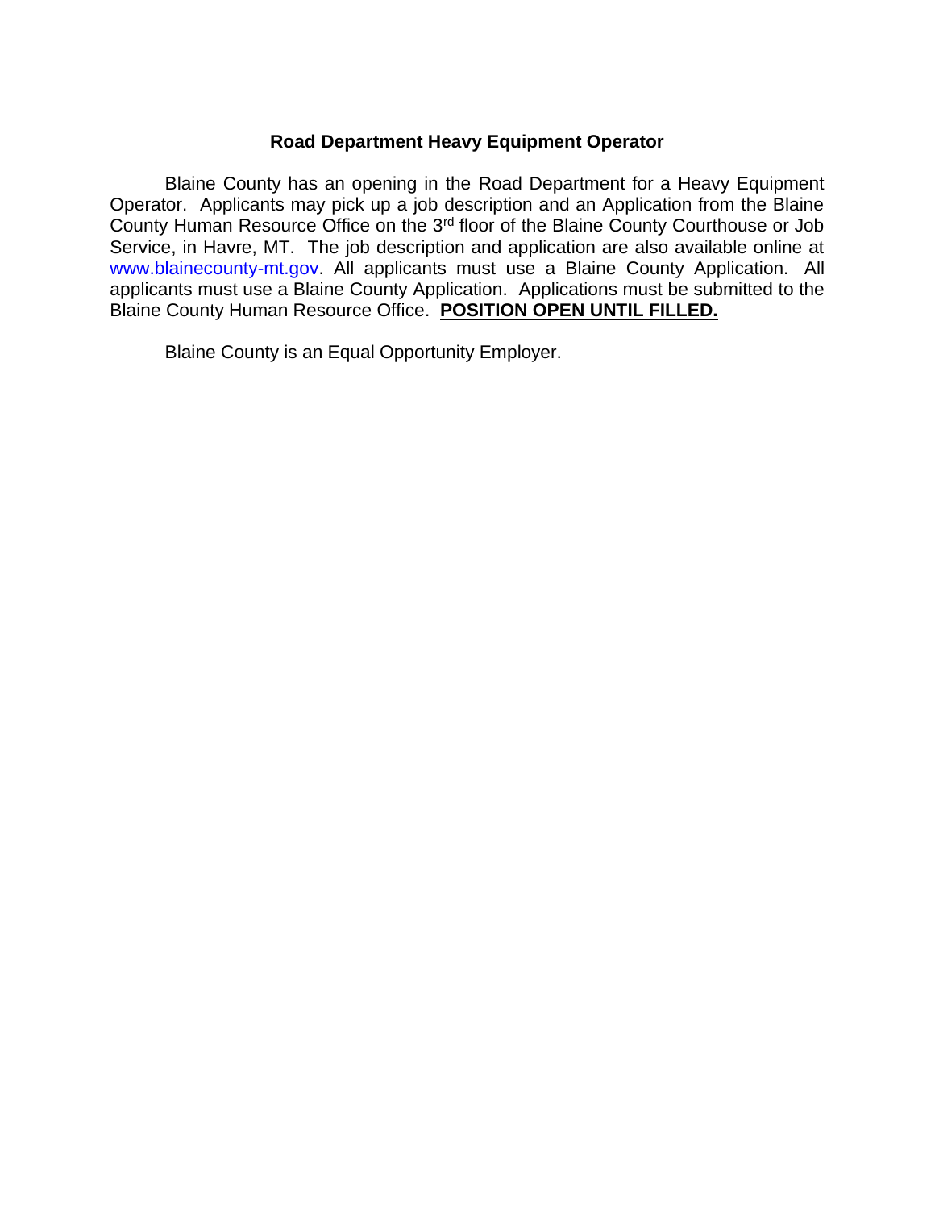# Road Department Heavy Equipment Operator

Blaine County has an opening in the Road Department for a Heavy Equipment Operator. Applicants may pick up a job description and an Application from the Blaine County Human Resource Office on the 3rd floor of the Blaine County Courthouse or Job Service, in Havre, MT. The job description and application are also available online at www.blainecounty-mt.gov. All applicants must use a Blaine County Application. All applicants must use a Blaine County Application. Applications must be submitted to the Blaine County Human Resource Office. **POSITION OPEN UNTIL FILLED.**

Blaine County is an Equal Opportunity Employer.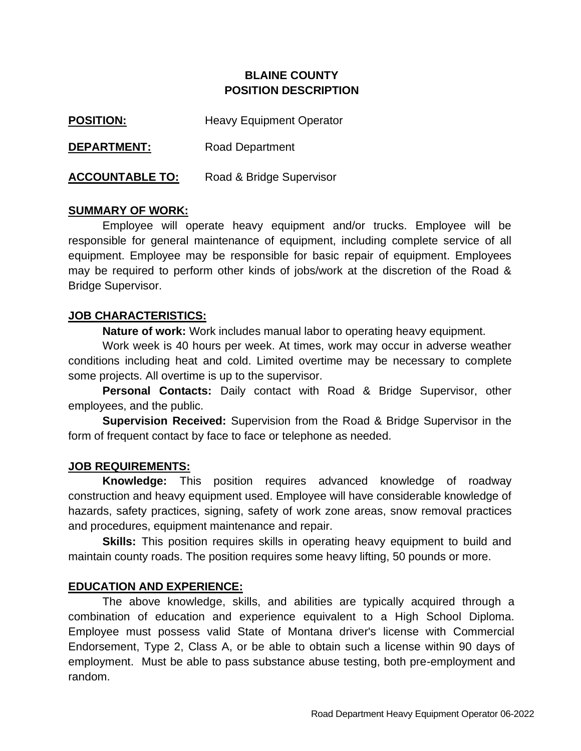# BLAINE COUNTY
# POSITION DESCRIPTION

**POSITION:** Heavy Equipment Operator

**DEPARTMENT:** Road Department

**ACCOUNTABLE TO:** Road & Bridge Supervisor

## SUMMARY OF WORK:

Employee will operate heavy equipment and/or trucks. Employee will be responsible for general maintenance of equipment, including complete service of all equipment. Employee may be responsible for basic repair of equipment. Employees may be required to perform other kinds of jobs/work at the discretion of the Road & Bridge Supervisor.

## JOB CHARACTERISTICS:

**Nature of work:** Work includes manual labor to operating heavy equipment.

Work week is 40 hours per week. At times, work may occur in adverse weather conditions including heat and cold. Limited overtime may be necessary to complete some projects. All overtime is up to the supervisor.

**Personal Contacts:** Daily contact with Road & Bridge Supervisor, other employees, and the public.

**Supervision Received:** Supervision from the Road & Bridge Supervisor in the form of frequent contact by face to face or telephone as needed.

## JOB REQUIREMENTS:

**Knowledge:** This position requires advanced knowledge of roadway construction and heavy equipment used. Employee will have considerable knowledge of hazards, safety practices, signing, safety of work zone areas, snow removal practices and procedures, equipment maintenance and repair.

**Skills:** This position requires skills in operating heavy equipment to build and maintain county roads. The position requires some heavy lifting, 50 pounds or more.

## EDUCATION AND EXPERIENCE:

The above knowledge, skills, and abilities are typically acquired through a combination of education and experience equivalent to a High School Diploma. Employee must possess valid State of Montana driver's license with Commercial Endorsement, Type 2, Class A, or be able to obtain such a license within 90 days of employment. Must be able to pass substance abuse testing, both pre-employment and random.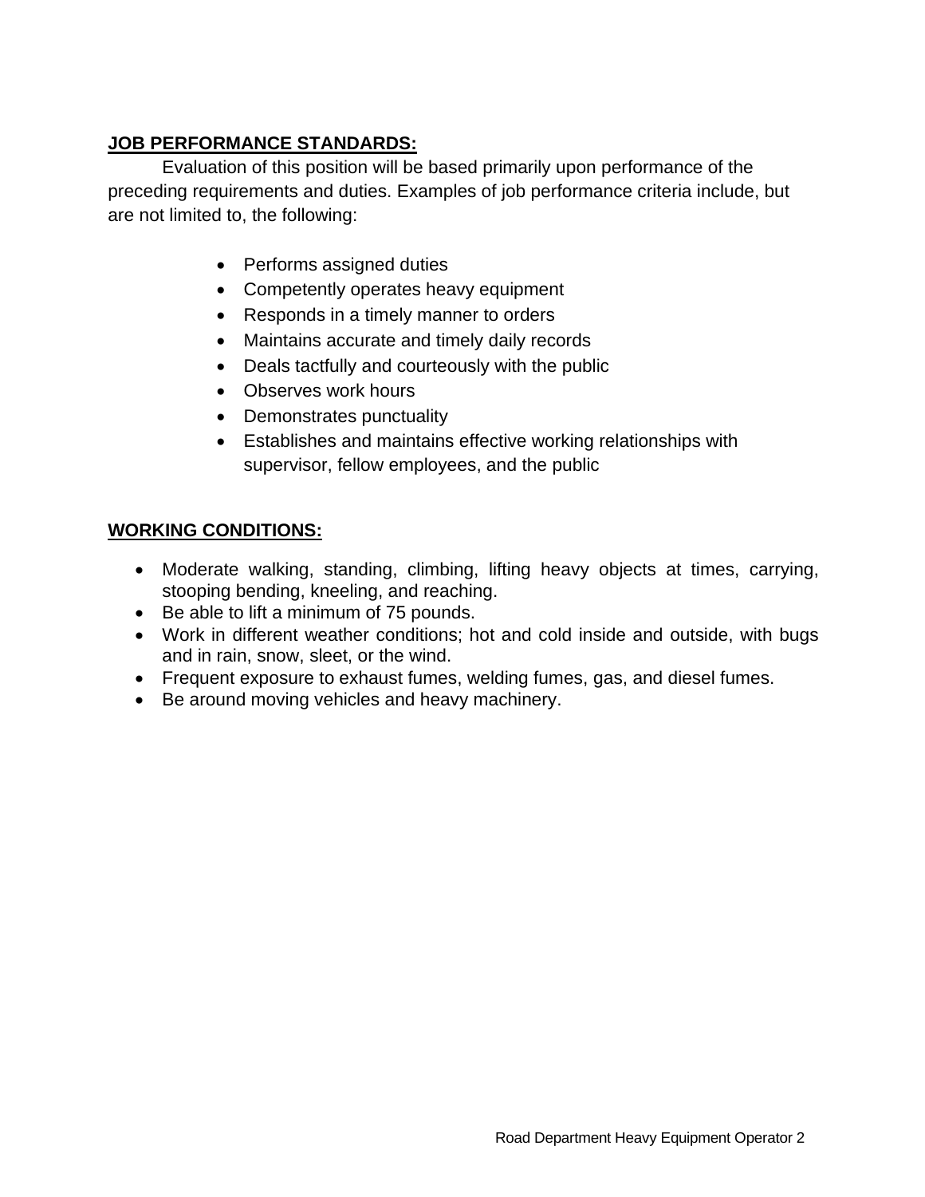## JOB PERFORMANCE STANDARDS:

Evaluation of this position will be based primarily upon performance of the preceding requirements and duties. Examples of job performance criteria include, but are not limited to, the following:

- Performs assigned duties
- Competently operates heavy equipment
- Responds in a timely manner to orders
- Maintains accurate and timely daily records
- Deals tactfully and courteously with the public
- Observes work hours
- Demonstrates punctuality
- Establishes and maintains effective working relationships with supervisor, fellow employees, and the public

## WORKING CONDITIONS:

- Moderate walking, standing, climbing, lifting heavy objects at times, carrying, stooping bending, kneeling, and reaching.
- Be able to lift a minimum of 75 pounds.
- Work in different weather conditions; hot and cold inside and outside, with bugs and in rain, snow, sleet, or the wind.
- Frequent exposure to exhaust fumes, welding fumes, gas, and diesel fumes.
- Be around moving vehicles and heavy machinery.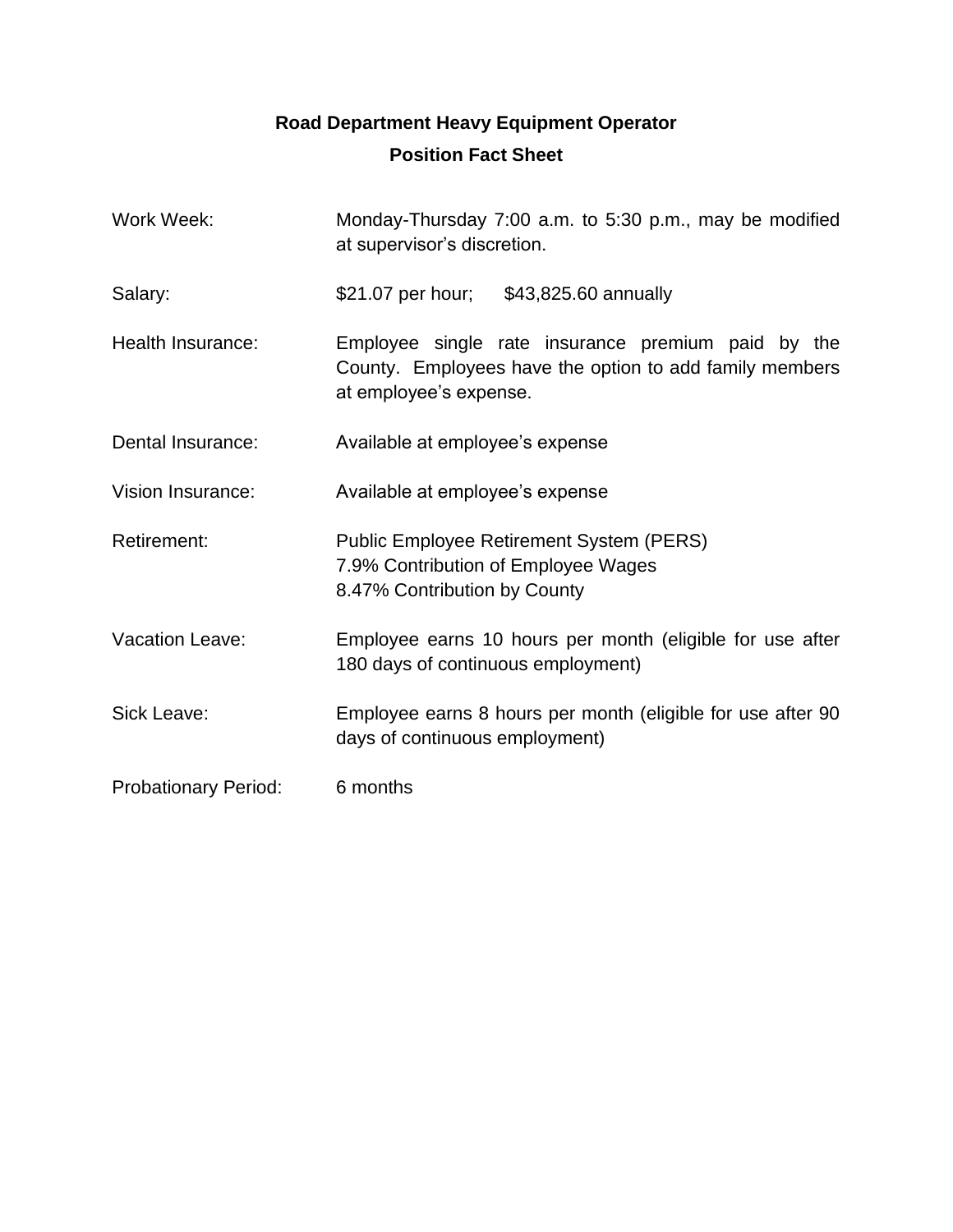# Road Department Heavy Equipment Operator

## Position Fact Sheet

| | |
|---|---|
| Work Week: | Monday-Thursday 7:00 a.m. to 5:30 p.m., may be modified at supervisor's discretion. |
| Salary: | $21.07 per hour;   $43,825.60 annually |
| Health Insurance: | Employee single rate insurance premium paid by the County. Employees have the option to add family members at employee's expense. |
| Dental Insurance: | Available at employee's expense |
| Vision Insurance: | Available at employee's expense |
| Retirement: | Public Employee Retirement System (PERS)<br>7.9% Contribution of Employee Wages<br>8.47% Contribution by County |
| Vacation Leave: | Employee earns 10 hours per month (eligible for use after 180 days of continuous employment) |
| Sick Leave: | Employee earns 8 hours per month (eligible for use after 90 days of continuous employment) |
| Probationary Period: | 6 months |